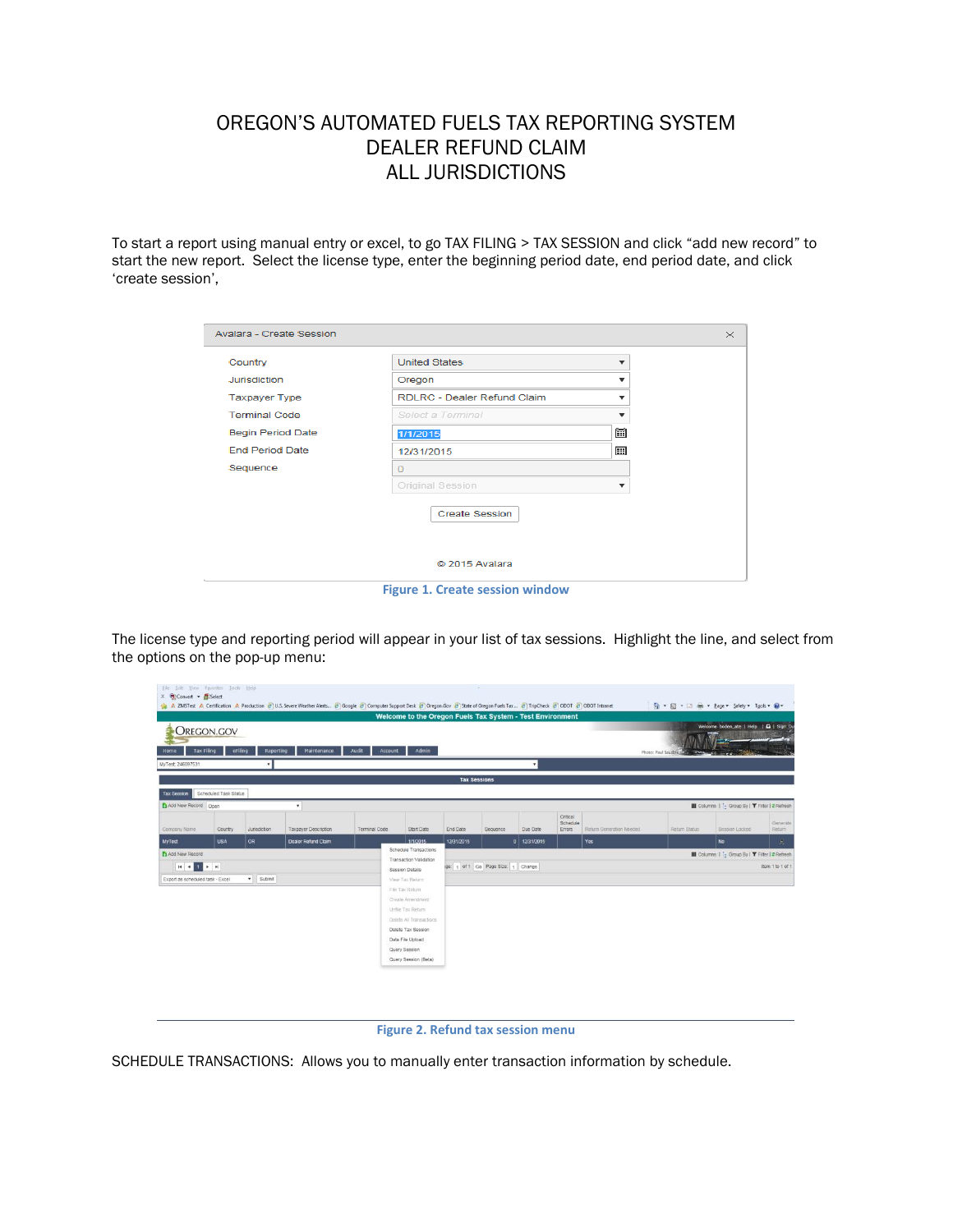# OREGON'S AUTOMATED FUELS TAX REPORTING SYSTEM
# DEALER REFUND CLAIM
# ALL JURISDICTIONS

To start a report using manual entry or excel, to go TAX FILING > TAX SESSION and click "add new record" to start the new report. Select the license type, enter the beginning period date, end period date, and click 'create session',

Figure 1. Create session window

The license type and reporting period will appear in your list of tax sessions. Highlight the line, and select from the options on the pop-up menu:

Figure 2. Refund tax session menu

SCHEDULE TRANSACTIONS: Allows you to manually enter transaction information by schedule.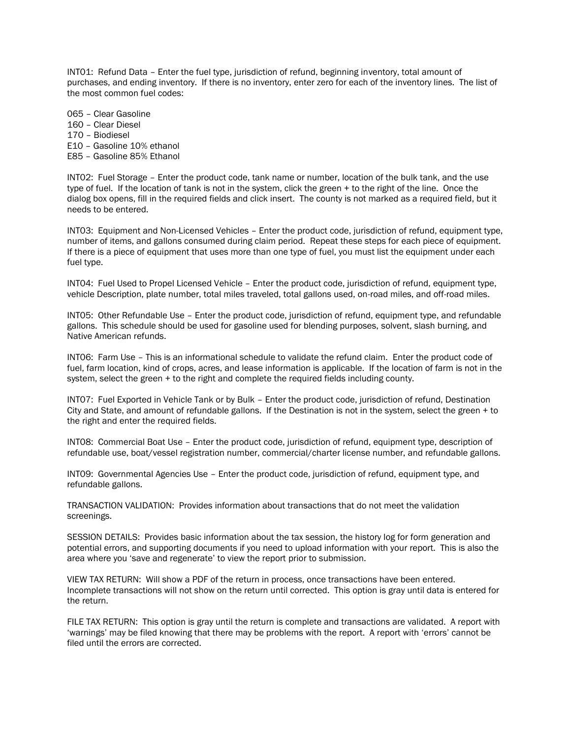INT01: Refund Data – Enter the fuel type, jurisdiction of refund, beginning inventory, total amount of purchases, and ending inventory. If there is no inventory, enter zero for each of the inventory lines. The list of the most common fuel codes:

065 – Clear Gasoline
160 – Clear Diesel
170 – Biodiesel
E10 – Gasoline 10% ethanol
E85 – Gasoline 85% Ethanol

INT02: Fuel Storage – Enter the product code, tank name or number, location of the bulk tank, and the use type of fuel. If the location of tank is not in the system, click the green + to the right of the line. Once the dialog box opens, fill in the required fields and click insert. The county is not marked as a required field, but it needs to be entered.

INT03: Equipment and Non-Licensed Vehicles – Enter the product code, jurisdiction of refund, equipment type, number of items, and gallons consumed during claim period. Repeat these steps for each piece of equipment. If there is a piece of equipment that uses more than one type of fuel, you must list the equipment under each fuel type.

INT04: Fuel Used to Propel Licensed Vehicle – Enter the product code, jurisdiction of refund, equipment type, vehicle Description, plate number, total miles traveled, total gallons used, on-road miles, and off-road miles.

INT05: Other Refundable Use – Enter the product code, jurisdiction of refund, equipment type, and refundable gallons. This schedule should be used for gasoline used for blending purposes, solvent, slash burning, and Native American refunds.

INT06: Farm Use – This is an informational schedule to validate the refund claim. Enter the product code of fuel, farm location, kind of crops, acres, and lease information is applicable. If the location of farm is not in the system, select the green + to the right and complete the required fields including county.

INT07: Fuel Exported in Vehicle Tank or by Bulk – Enter the product code, jurisdiction of refund, Destination City and State, and amount of refundable gallons. If the Destination is not in the system, select the green + to the right and enter the required fields.

INT08: Commercial Boat Use – Enter the product code, jurisdiction of refund, equipment type, description of refundable use, boat/vessel registration number, commercial/charter license number, and refundable gallons.

INT09: Governmental Agencies Use – Enter the product code, jurisdiction of refund, equipment type, and refundable gallons.

TRANSACTION VALIDATION: Provides information about transactions that do not meet the validation screenings.

SESSION DETAILS: Provides basic information about the tax session, the history log for form generation and potential errors, and supporting documents if you need to upload information with your report. This is also the area where you 'save and regenerate' to view the report prior to submission.

VIEW TAX RETURN: Will show a PDF of the return in process, once transactions have been entered. Incomplete transactions will not show on the return until corrected. This option is gray until data is entered for the return.

FILE TAX RETURN: This option is gray until the return is complete and transactions are validated. A report with 'warnings' may be filed knowing that there may be problems with the report. A report with 'errors' cannot be filed until the errors are corrected.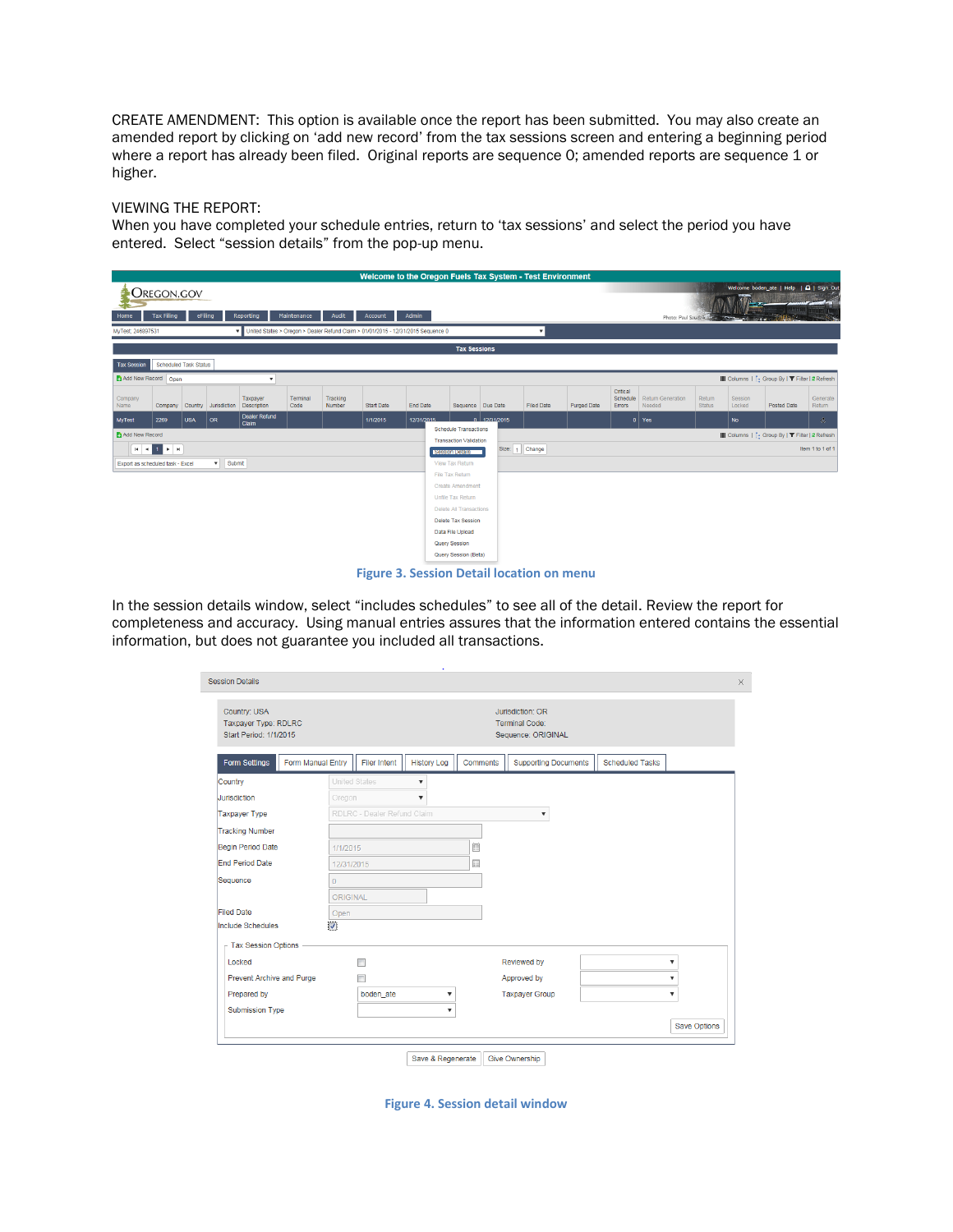CREATE AMENDMENT: This option is available once the report has been submitted. You may also create an amended report by clicking on 'add new record' from the tax sessions screen and entering a beginning period where a report has already been filed. Original reports are sequence 0; amended reports are sequence 1 or higher.

VIEWING THE REPORT:
When you have completed your schedule entries, return to 'tax sessions' and select the period you have entered. Select "session details" from the pop-up menu.

**Figure 3. Session Detail location on menu**

In the session details window, select "includes schedules" to see all of the detail. Review the report for completeness and accuracy. Using manual entries assures that the information entered contains the essential information, but does not guarantee you included all transactions.

**Figure 4. Session detail window**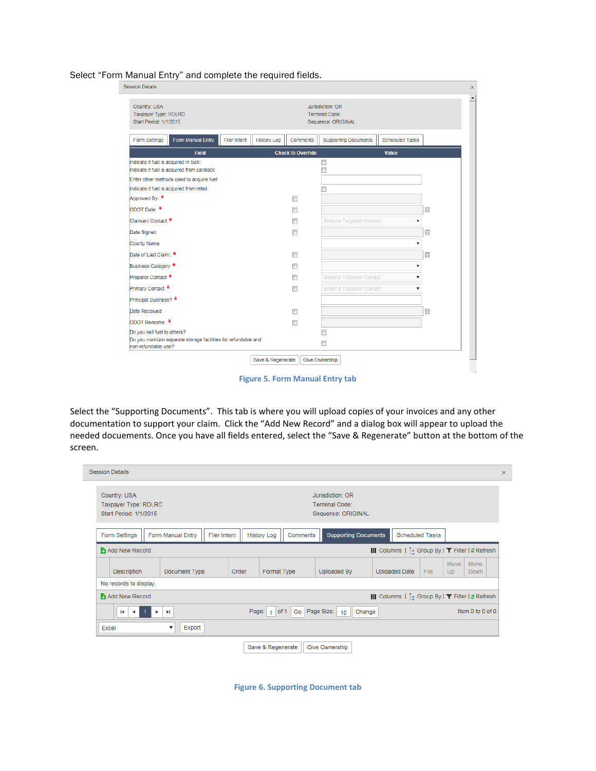Select “Form Manual Entry” and complete the required fields.

Session Details

Country: USA
Taxpayer Type: RDLRC
Start Period: 1/1/2015

Jurisdiction: OR
Terminal Code:
Sequence: ORIGINAL

Form Settings | Form Manual Entry | Filer Intent | History Log | Comments | Supporting Documents | Scheduled Tasks

| Field | Check to Override | Value |
|---|---|---|
| Indicate if fuel is acquired in bulk: | | ☐ |
| Indicate if fuel is acquired from cardlock: | | ☐ |
| Enter other methods used to acquire fuel: | | |
| Indicate if fuel is acquired from retail: | | ☐ |
| Approved By: * | ☐ | |
| ODOT Date: * | ☐ | |
| Claimant Contact * | ☐ | Select a Taxpayor Contact |
| Date Signed | ☐ | |
| County Name | | |
| Date of Last Claim: * | ☐ | |
| Business Category * | ☐ | |
| Preparer Contact * | ☐ | Select a Taxpayor Contact |
| Primary Contact * | ☐ | Select a Taxpayor Contact |
| Principal Business? * | | |
| Date Received | ☐ | |
| ODOT Remarks: * | ☐ | |
| Do you sell fuel to others? | | ☐ |
| Do you maintain separate storage facilities for refundable and non-refundable use? | | ☐ |

Save & Regenerate | Give Ownership

**Figure 5. Form Manual Entry tab**

Select the “Supporting Documents”. This tab is where you will upload copies of your invoices and any other documentation to support your claim. Click the “Add New Record” and a dialog box will appear to upload the needed docuements. Once you have all fields entered, select the “Save & Regenerate” button at the bottom of the screen.

Session Details

Country: USA
Taxpayer Type: RDLRC
Start Period: 1/1/2015

Jurisdiction: OR
Terminal Code:
Sequence: ORIGINAL

Form Settings | Form Manual Entry | Filer Intent | History Log | Comments | Supporting Documents | Scheduled Tasks

Add New Record — Columns | Group By | Filter | Refresh

| Description | Document Type | Order | Format Type | Uploaded By | Uploaded Date | File | Move Up | Move Down |
|---|---|---|---|---|---|---|---|---|
| No records to display. | | | | | | | | |

Add New Record — Columns | Group By | Filter | Refresh

Page: 1 of 1 Go Page Size: 10 Change — Item 0 to 0 of 0

Excel | Export

Save & Regenerate | Give Ownership

**Figure 6. Supporting Document tab**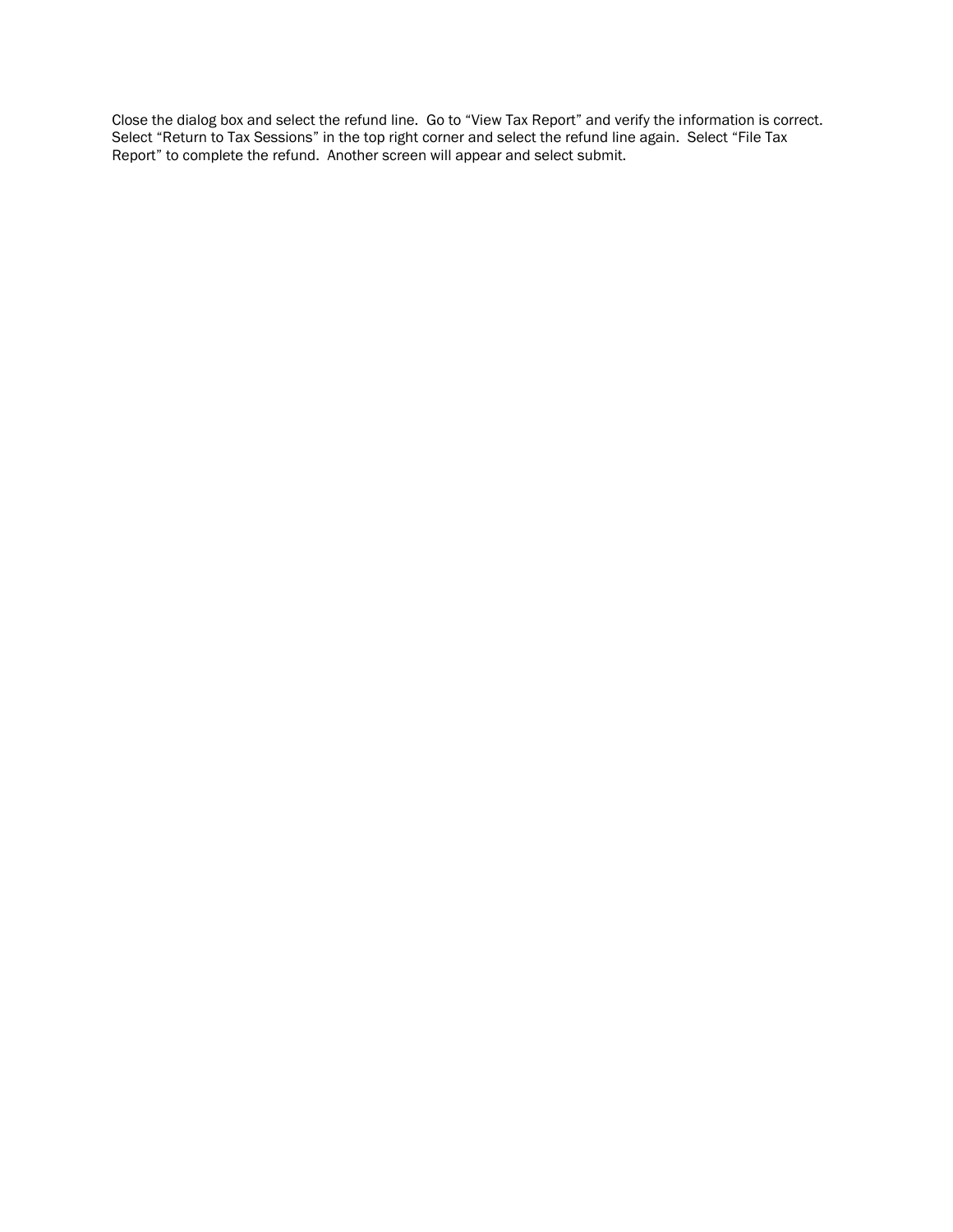Close the dialog box and select the refund line. Go to “View Tax Report” and verify the information is correct. Select “Return to Tax Sessions” in the top right corner and select the refund line again. Select “File Tax Report” to complete the refund. Another screen will appear and select submit.